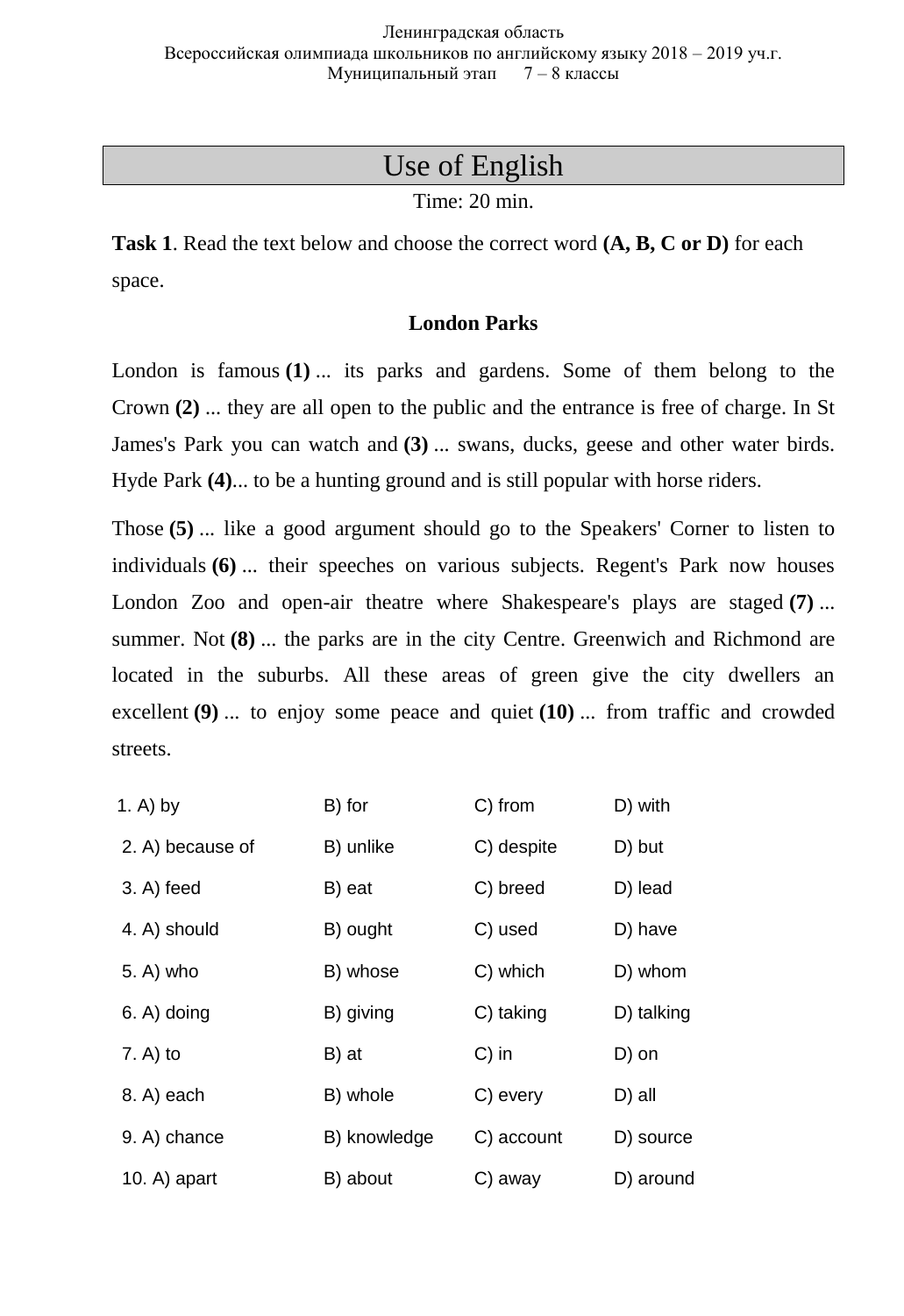Ленинградская область
Всероссийская олимпиада школьников по английскому языку 2018 – 2019 уч.г.
Муниципальный этап 7 – 8 классы

# Use of English

Time: 20 min.

**Task 1**. Read the text below and choose the correct word **(A, B, C or D)** for each space.

**London Parks**

London is famous **(1)** ... its parks and gardens. Some of them belong to the Crown **(2)** ... they are all open to the public and the entrance is free of charge. In St James's Park you can watch and **(3)** ... swans, ducks, geese and other water birds. Hyde Park **(4)**... to be a hunting ground and is still popular with horse riders.

Those **(5)** ... like a good argument should go to the Speakers' Corner to listen to individuals **(6)** ... their speeches on various subjects. Regent's Park now houses London Zoo and open-air theatre where Shakespeare's plays are staged **(7)** ... summer. Not **(8)** ... the parks are in the city Centre. Greenwich and Richmond are located in the suburbs. All these areas of green give the city dwellers an excellent **(9)** ... to enjoy some peace and quiet **(10)** ... from traffic and crowded streets.

| | | | |
|---|---|---|---|
| 1. A) by | B) for | C) from | D) with |
| 2. A) because of | B) unlike | C) despite | D) but |
| 3. A) feed | B) eat | C) breed | D) lead |
| 4. A) should | B) ought | C) used | D) have |
| 5. A) who | B) whose | C) which | D) whom |
| 6. A) doing | B) giving | C) taking | D) talking |
| 7. A) to | B) at | C) in | D) on |
| 8. A) each | B) whole | C) every | D) all |
| 9. A) chance | B) knowledge | C) account | D) source |
| 10. A) apart | B) about | C) away | D) around |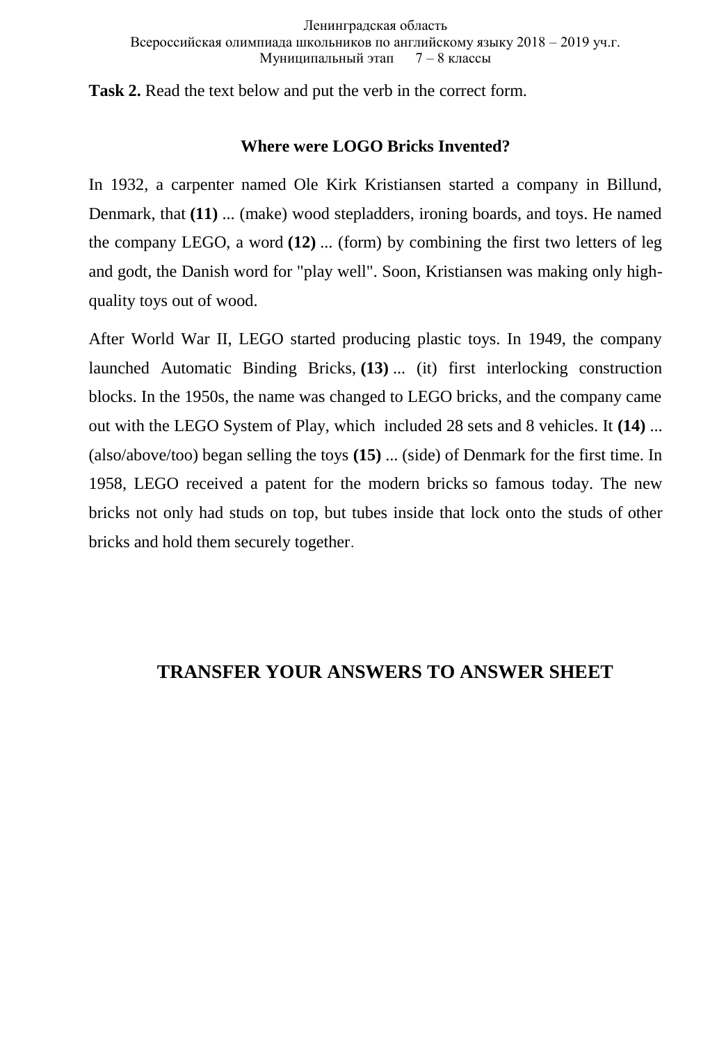**Task 2.** Read the text below and put the verb in the correct form.

**Where were LOGO Bricks Invented?**

In 1932, a carpenter named Ole Kirk Kristiansen started a company in Billund, Denmark, that **(11)** ... (make) wood stepladders, ironing boards, and toys. He named the company LEGO, a word **(12)** ... (form) by combining the first two letters of leg and godt, the Danish word for "play well". Soon, Kristiansen was making only high-quality toys out of wood.

After World War II, LEGO started producing plastic toys. In 1949, the company launched Automatic Binding Bricks, **(13)** ... (it) first interlocking construction blocks. In the 1950s, the name was changed to LEGO bricks, and the company came out with the LEGO System of Play, which included 28 sets and 8 vehicles. It **(14)** ... (also/above/too) began selling the toys **(15)** ... (side) of Denmark for the first time. In 1958, LEGO received a patent for the modern bricks so famous today. The new bricks not only had studs on top, but tubes inside that lock onto the studs of other bricks and hold them securely together.

**TRANSFER YOUR ANSWERS TO ANSWER SHEET**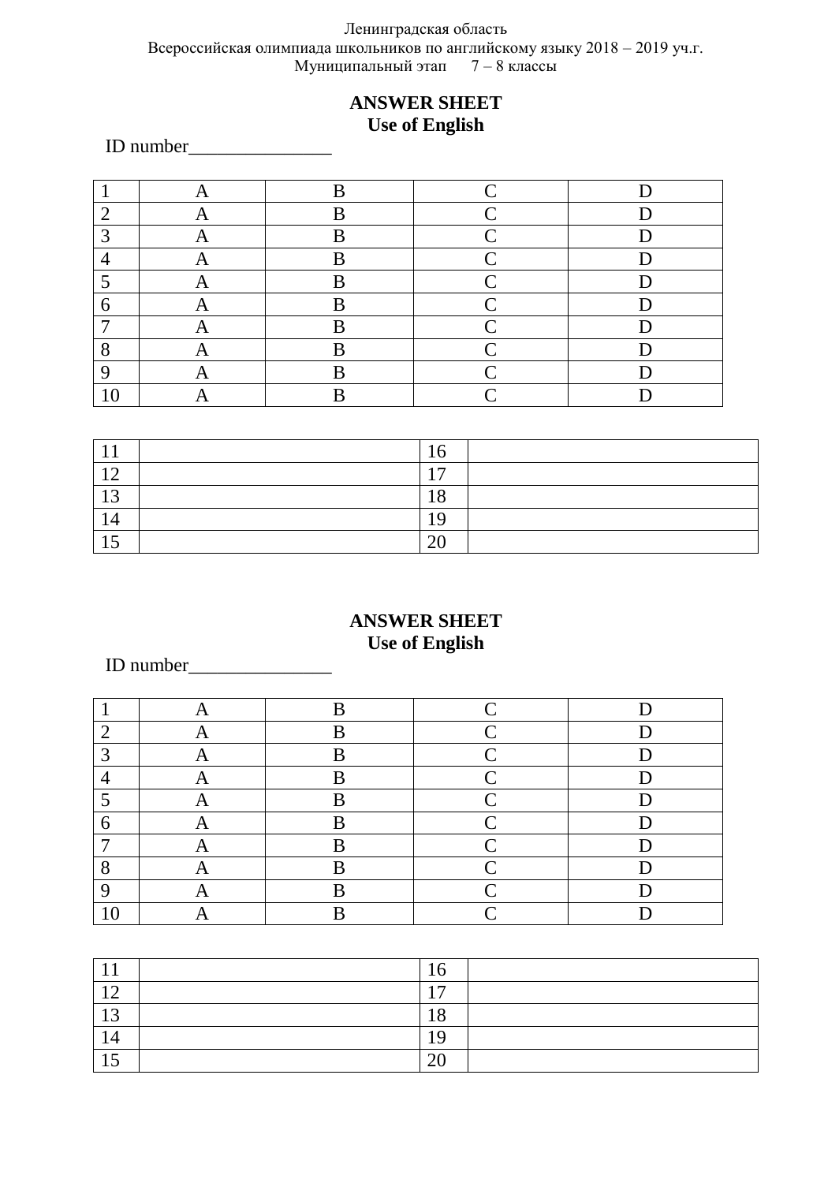Ленинградская область
Всероссийская олимпиада школьников по английскому языку 2018 – 2019 уч.г.
Муниципальный этап 7 – 8 классы

**ANSWER SHEET**
**Use of English**

ID number_______________

| | | | | |
|---|---|---|---|---|
| 1 | A | B | C | D |
| 2 | A | B | C | D |
| 3 | A | B | C | D |
| 4 | A | B | C | D |
| 5 | A | B | C | D |
| 6 | A | B | C | D |
| 7 | A | B | C | D |
| 8 | A | B | C | D |
| 9 | A | B | C | D |
| 10 | A | B | C | D |

| | | | |
|---|---|---|---|
| 11 | | 16 | |
| 12 | | 17 | |
| 13 | | 18 | |
| 14 | | 19 | |
| 15 | | 20 | |

**ANSWER SHEET**
**Use of English**

ID number_______________

| | | | | |
|---|---|---|---|---|
| 1 | A | B | C | D |
| 2 | A | B | C | D |
| 3 | A | B | C | D |
| 4 | A | B | C | D |
| 5 | A | B | C | D |
| 6 | A | B | C | D |
| 7 | A | B | C | D |
| 8 | A | B | C | D |
| 9 | A | B | C | D |
| 10 | A | B | C | D |

| | | | |
|---|---|---|---|
| 11 | | 16 | |
| 12 | | 17 | |
| 13 | | 18 | |
| 14 | | 19 | |
| 15 | | 20 | |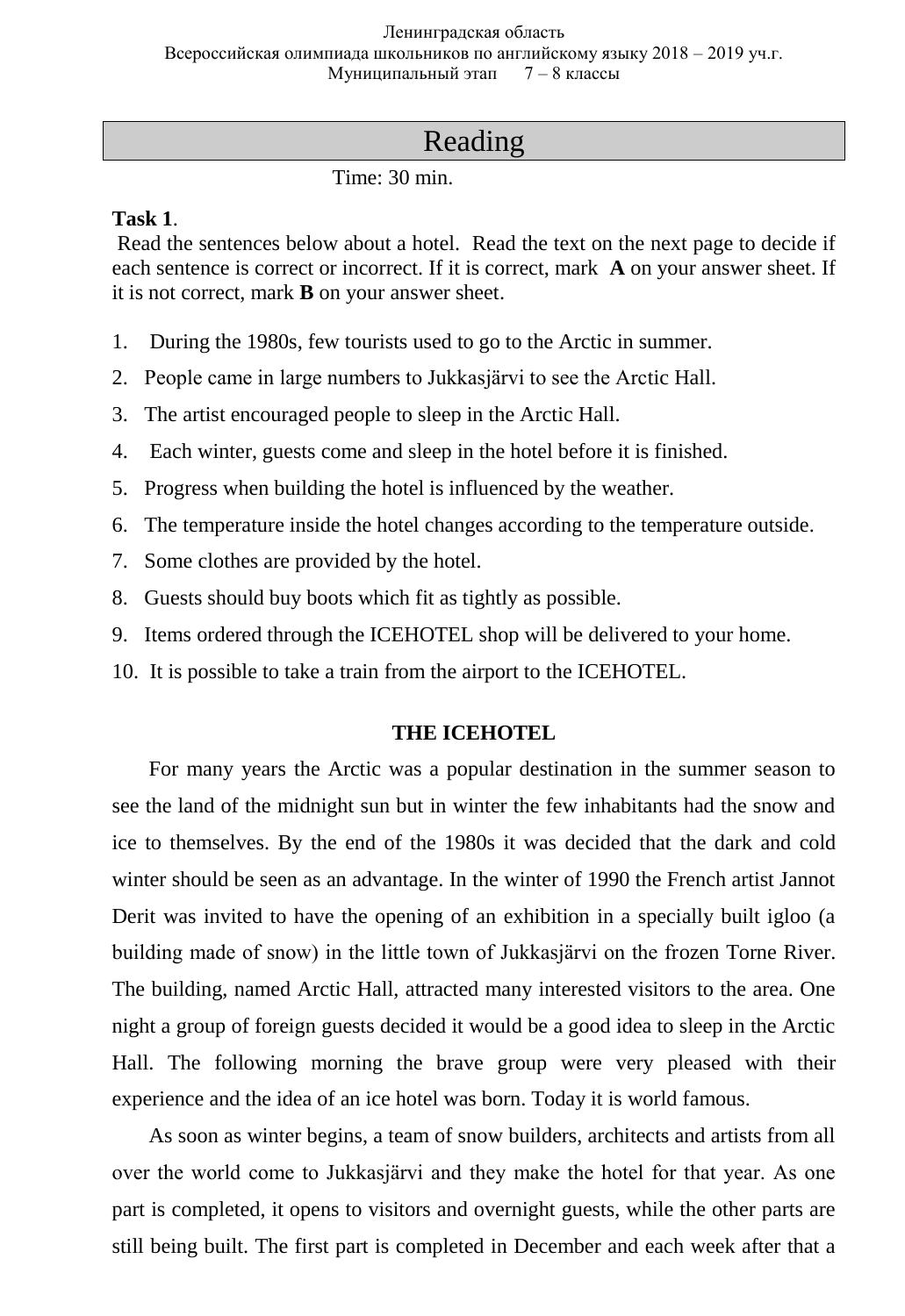# Reading

Time: 30 min.

**Task 1**.

Read the sentences below about a hotel. Read the text on the next page to decide if each sentence is correct or incorrect. If it is correct, mark **A** on your answer sheet. If it is not correct, mark **B** on your answer sheet.

1. During the 1980s, few tourists used to go to the Arctic in summer.
2. People came in large numbers to Jukkasjärvi to see the Arctic Hall.
3. The artist encouraged people to sleep in the Arctic Hall.
4. Each winter, guests come and sleep in the hotel before it is finished.
5. Progress when building the hotel is influenced by the weather.
6. The temperature inside the hotel changes according to the temperature outside.
7. Some clothes are provided by the hotel.
8. Guests should buy boots which fit as tightly as possible.
9. Items ordered through the ICEHOTEL shop will be delivered to your home.
10. It is possible to take a train from the airport to the ICEHOTEL.

**THE ICEHOTEL**

For many years the Arctic was a popular destination in the summer season to see the land of the midnight sun but in winter the few inhabitants had the snow and ice to themselves. By the end of the 1980s it was decided that the dark and cold winter should be seen as an advantage. In the winter of 1990 the French artist Jannot Derit was invited to have the opening of an exhibition in a specially built igloo (a building made of snow) in the little town of Jukkasjärvi on the frozen Torne River. The building, named Arctic Hall, attracted many interested visitors to the area. One night a group of foreign guests decided it would be a good idea to sleep in the Arctic Hall. The following morning the brave group were very pleased with their experience and the idea of an ice hotel was born. Today it is world famous.

As soon as winter begins, a team of snow builders, architects and artists from all over the world come to Jukkasjärvi and they make the hotel for that year. As one part is completed, it opens to visitors and overnight guests, while the other parts are still being built. The first part is completed in December and each week after that a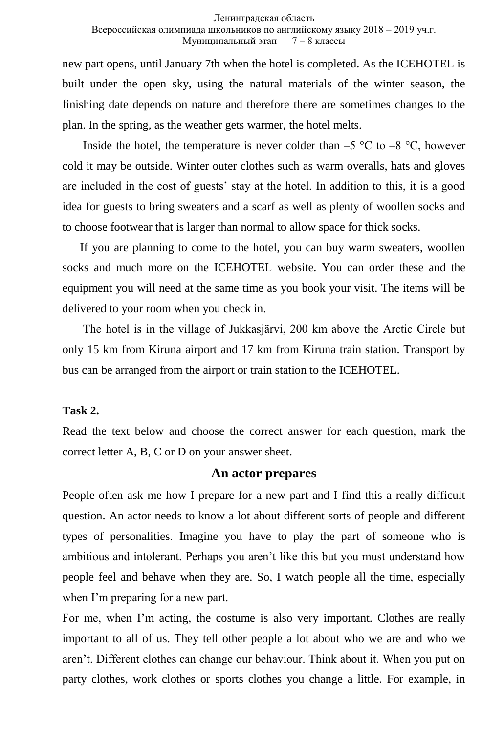new part opens, until January 7th when the hotel is completed. As the ICEHOTEL is built under the open sky, using the natural materials of the winter season, the finishing date depends on nature and therefore there are sometimes changes to the plan. In the spring, as the weather gets warmer, the hotel melts.

Inside the hotel, the temperature is never colder than –5 °C to –8 °C, however cold it may be outside. Winter outer clothes such as warm overalls, hats and gloves are included in the cost of guests' stay at the hotel. In addition to this, it is a good idea for guests to bring sweaters and a scarf as well as plenty of woollen socks and to choose footwear that is larger than normal to allow space for thick socks.

If you are planning to come to the hotel, you can buy warm sweaters, woollen socks and much more on the ICEHOTEL website. You can order these and the equipment you will need at the same time as you book your visit. The items will be delivered to your room when you check in.

The hotel is in the village of Jukkasjärvi, 200 km above the Arctic Circle but only 15 km from Kiruna airport and 17 km from Kiruna train station. Transport by bus can be arranged from the airport or train station to the ICEHOTEL.

**Task 2.**

Read the text below and choose the correct answer for each question, mark the correct letter A, B, C or D on your answer sheet.

## An actor prepares

People often ask me how I prepare for a new part and I find this a really difficult question. An actor needs to know a lot about different sorts of people and different types of personalities. Imagine you have to play the part of someone who is ambitious and intolerant. Perhaps you aren't like this but you must understand how people feel and behave when they are. So, I watch people all the time, especially when I'm preparing for a new part.

For me, when I'm acting, the costume is also very important. Clothes are really important to all of us. They tell other people a lot about who we are and who we aren't. Different clothes can change our behaviour. Think about it. When you put on party clothes, work clothes or sports clothes you change a little. For example, in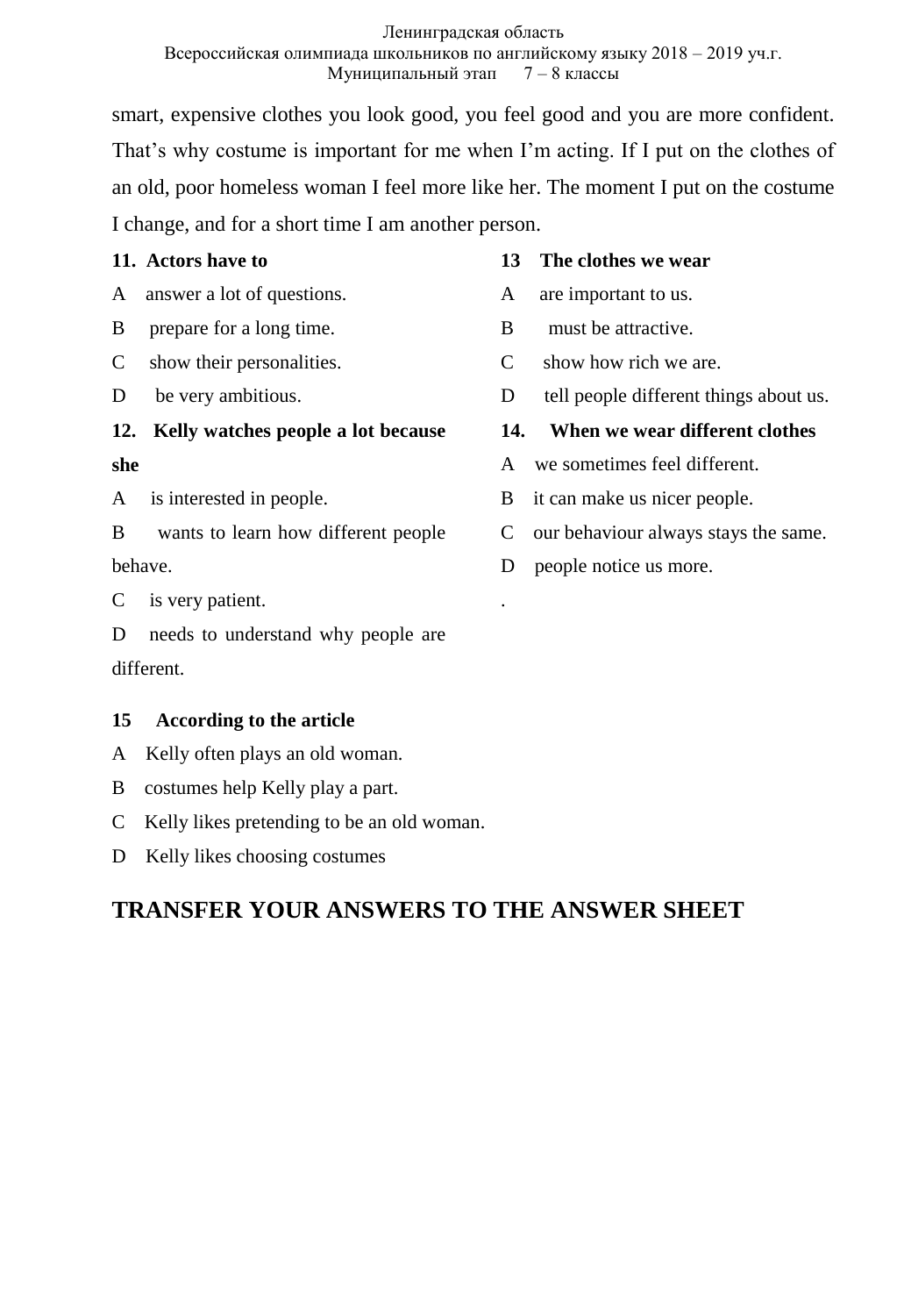smart, expensive clothes you look good, you feel good and you are more confident. That's why costume is important for me when I'm acting. If I put on the clothes of an old, poor homeless woman I feel more like her. The moment I put on the costume I change, and for a short time I am another person.

**11. Actors have to**

A answer a lot of questions.

B prepare for a long time.

C show their personalities.

D be very ambitious.

**12. Kelly watches people a lot because she**

A is interested in people.

B wants to learn how different people behave.

C is very patient.

D needs to understand why people are different.

**13 The clothes we wear**

A are important to us.

B must be attractive.

C show how rich we are.

D tell people different things about us.

**14. When we wear different clothes**

A we sometimes feel different.

B it can make us nicer people.

C our behaviour always stays the same.

D people notice us more.

.

**15 According to the article**

A Kelly often plays an old woman.

B costumes help Kelly play a part.

C Kelly likes pretending to be an old woman.

D Kelly likes choosing costumes

## TRANSFER YOUR ANSWERS TO THE ANSWER SHEET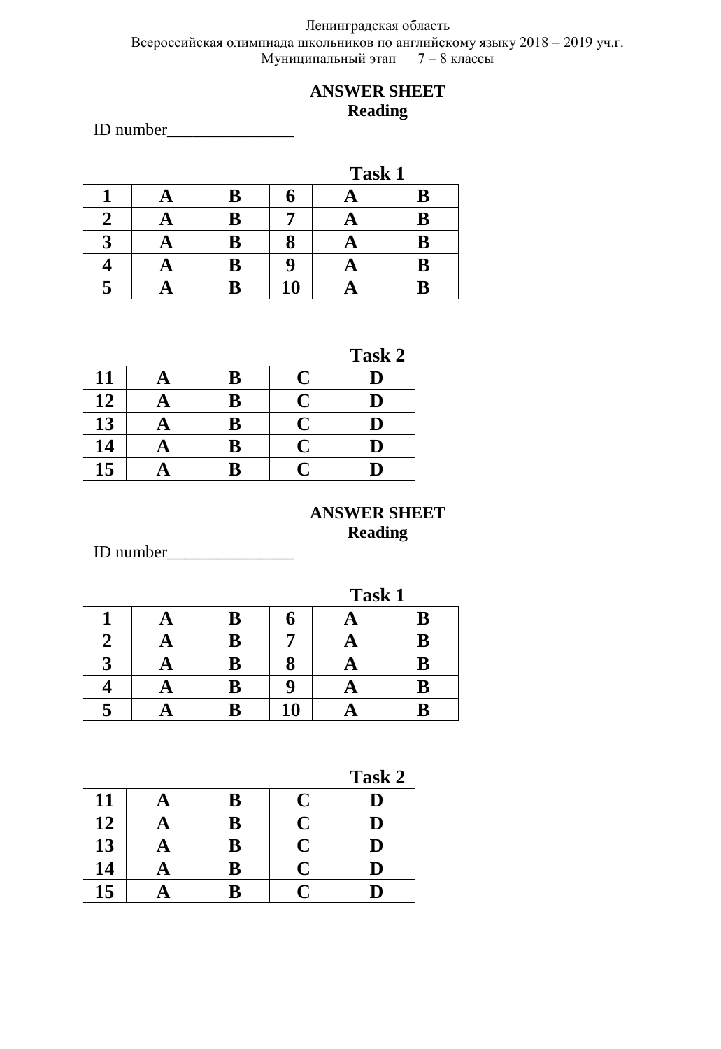Ленинградская область
Всероссийская олимпиада школьников по английскому языку 2018 – 2019 уч.г.
Муниципальный этап 7 – 8 классы

**ANSWER SHEET**
**Reading**

ID number_______________

**Task 1**

| 1 | A | B | 6 | A | B |
|---|---|---|---|---|---|
| 2 | A | B | 7 | A | B |
| 3 | A | B | 8 | A | B |
| 4 | A | B | 9 | A | B |
| 5 | A | B | 10 | A | B |

**Task 2**

| 11 | A | B | C | D |
|---|---|---|---|---|
| 12 | A | B | C | D |
| 13 | A | B | C | D |
| 14 | A | B | C | D |
| 15 | A | B | C | D |

**ANSWER SHEET**
**Reading**

ID number_______________

**Task 1**

| 1 | A | B | 6 | A | B |
|---|---|---|---|---|---|
| 2 | A | B | 7 | A | B |
| 3 | A | B | 8 | A | B |
| 4 | A | B | 9 | A | B |
| 5 | A | B | 10 | A | B |

**Task 2**

| 11 | A | B | C | D |
|---|---|---|---|---|
| 12 | A | B | C | D |
| 13 | A | B | C | D |
| 14 | A | B | C | D |
| 15 | A | B | C | D |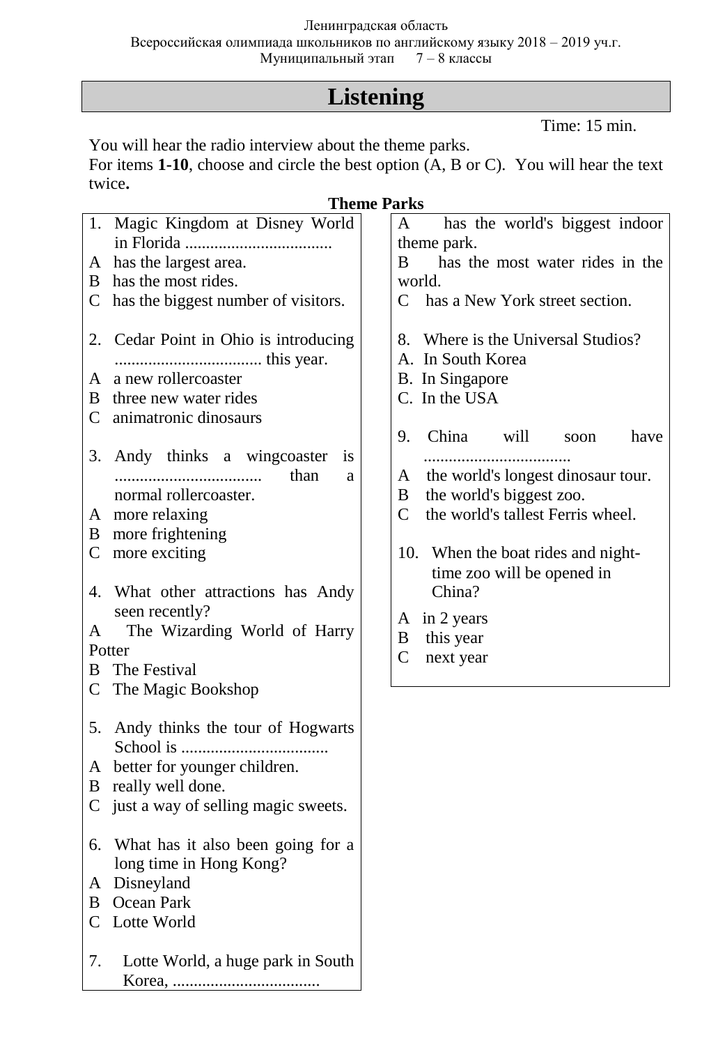Ленинградская область
Всероссийская олимпиада школьников по английскому языку 2018 – 2019 уч.г.
Муниципальный этап 7 – 8 классы

# Listening

Time: 15 min.

You will hear the radio interview about the theme parks.
For items **1-10**, choose and circle the best option (A, B or C). You will hear the text twice**.**

**Theme Parks**

1. Magic Kingdom at Disney World in Florida ..................................
   A has the largest area.
   B has the most rides.
   C has the biggest number of visitors.

2. Cedar Point in Ohio is introducing .................................. this year.
   A a new rollercoaster
   B three new water rides
   C animatronic dinosaurs

3. Andy thinks a wingcoaster is .................................. than a normal rollercoaster.
   A more relaxing
   B more frightening
   C more exciting

4. What other attractions has Andy seen recently?
   A The Wizarding World of Harry Potter
   B The Festival
   C The Magic Bookshop

5. Andy thinks the tour of Hogwarts School is ..................................
   A better for younger children.
   B really well done.
   C just a way of selling magic sweets.

6. What has it also been going for a long time in Hong Kong?
   A Disneyland
   B Ocean Park
   C Lotte World

7. Lotte World, a huge park in South Korea, ..................................
   A has the world's biggest indoor theme park.
   B has the most water rides in the world.
   C has a New York street section.

8. Where is the Universal Studios?
   A. In South Korea
   B. In Singapore
   C. In the USA

9. China will soon have ..................................
   A the world's longest dinosaur tour.
   B the world's biggest zoo.
   C the world's tallest Ferris wheel.

10. When the boat rides and night-time zoo will be opened in China?
    A in 2 years
    B this year
    C next year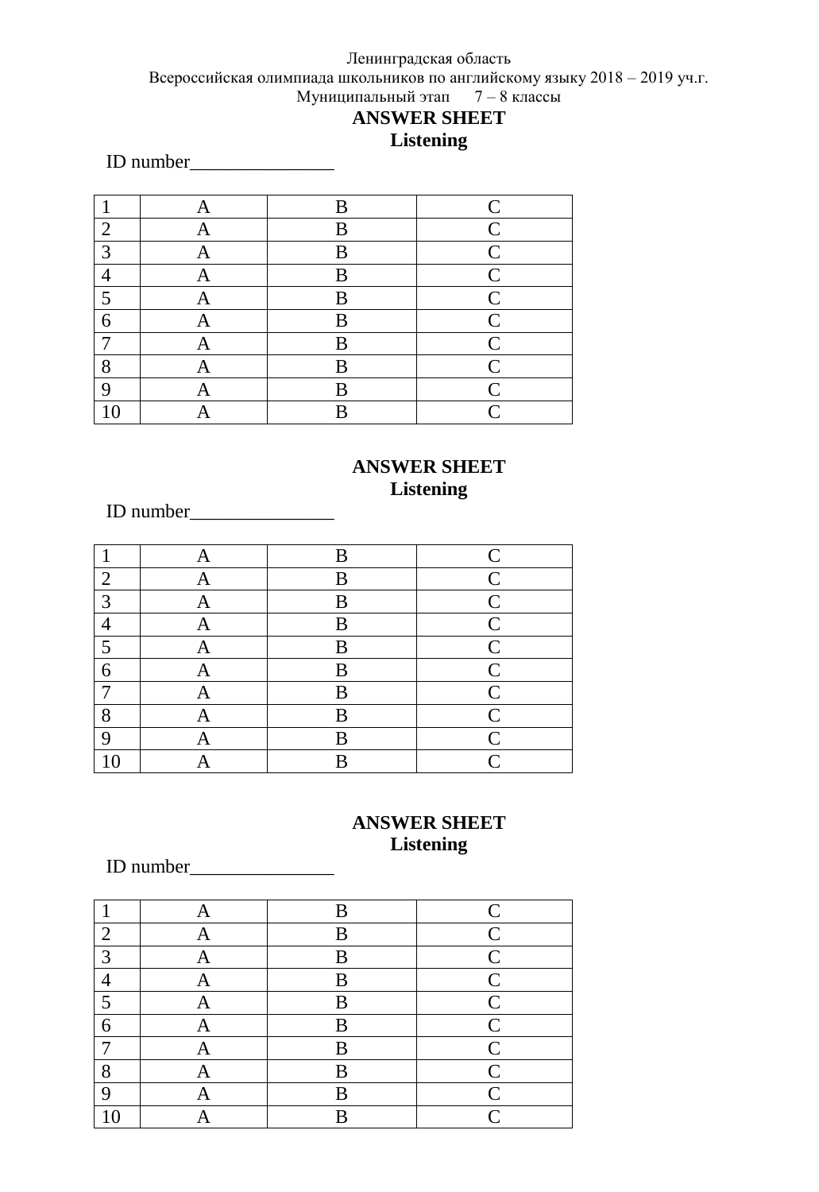Ленинградская область
Всероссийская олимпиада школьников по английскому языку 2018 – 2019 уч.г.
Муниципальный этап 7 – 8 классы

**ANSWER SHEET**
**Listening**

ID number_______________

| 1 | A | B | C |
|---|---|---|---|
| 2 | A | B | C |
| 3 | A | B | C |
| 4 | A | B | C |
| 5 | A | B | C |
| 6 | A | B | C |
| 7 | A | B | C |
| 8 | A | B | C |
| 9 | A | B | C |
| 10 | A | B | C |

**ANSWER SHEET**
**Listening**

ID number_______________

| 1 | A | B | C |
|---|---|---|---|
| 2 | A | B | C |
| 3 | A | B | C |
| 4 | A | B | C |
| 5 | A | B | C |
| 6 | A | B | C |
| 7 | A | B | C |
| 8 | A | B | C |
| 9 | A | B | C |
| 10 | A | B | C |

**ANSWER SHEET**
**Listening**

ID number_______________

| 1 | A | B | C |
|---|---|---|---|
| 2 | A | B | C |
| 3 | A | B | C |
| 4 | A | B | C |
| 5 | A | B | C |
| 6 | A | B | C |
| 7 | A | B | C |
| 8 | A | B | C |
| 9 | A | B | C |
| 10 | A | B | C |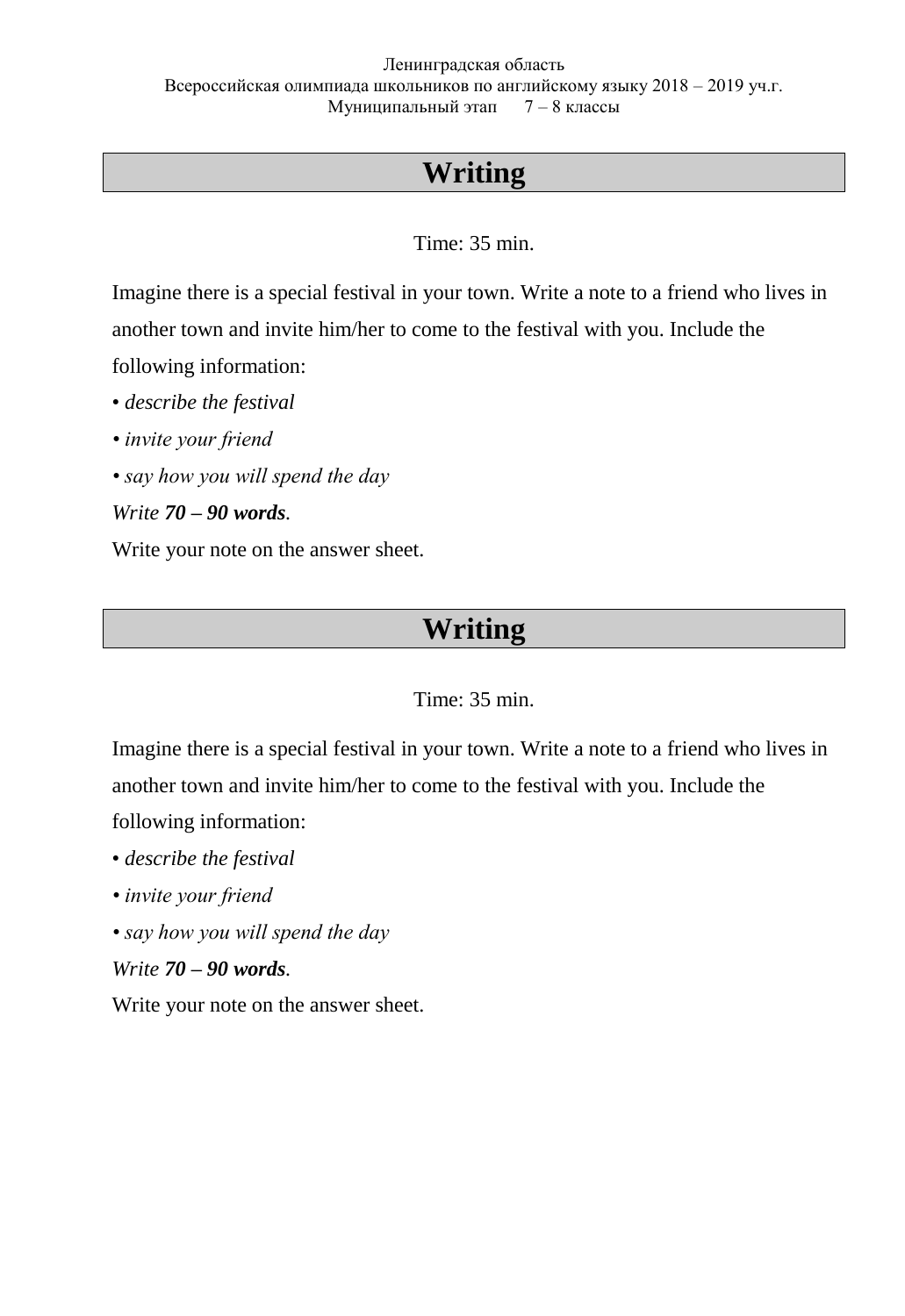Ленинградская область
Всероссийская олимпиада школьников по английскому языку 2018 – 2019 уч.г.
Муниципальный этап 7 – 8 классы

# Writing

Time: 35 min.

Imagine there is a special festival in your town. Write a note to a friend who lives in another town and invite him/her to come to the festival with you. Include the following information:

• *describe the festival*

• *invite your friend*

• *say how you will spend the day*

*Write **70 – 90 words**.*

Write your note on the answer sheet.

# Writing

Time: 35 min.

Imagine there is a special festival in your town. Write a note to a friend who lives in another town and invite him/her to come to the festival with you. Include the following information:

• *describe the festival*

• *invite your friend*

• *say how you will spend the day*

*Write **70 – 90 words**.*

Write your note on the answer sheet.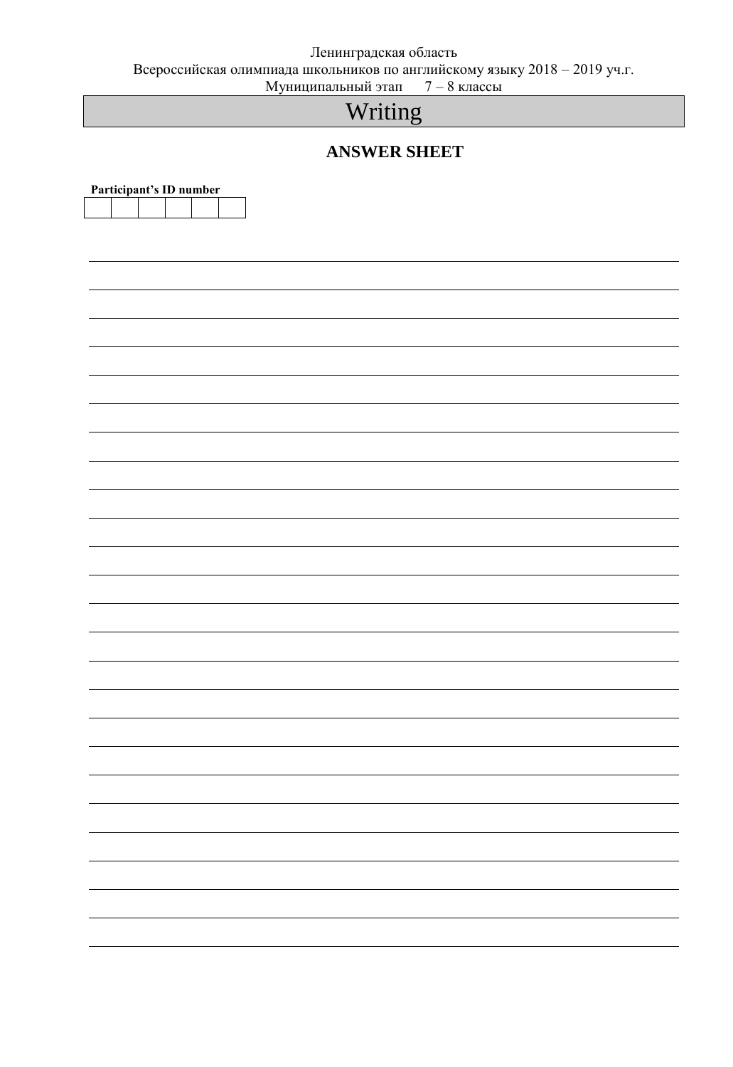Ленинградская область
Всероссийская олимпиада школьников по английскому языку 2018 – 2019 уч.г.
Муниципальный этап 7 – 8 классы

# Writing

## ANSWER SHEET

**Participant's ID number**

| | | | | | |
|---|---|---|---|---|---|
| | | | | | |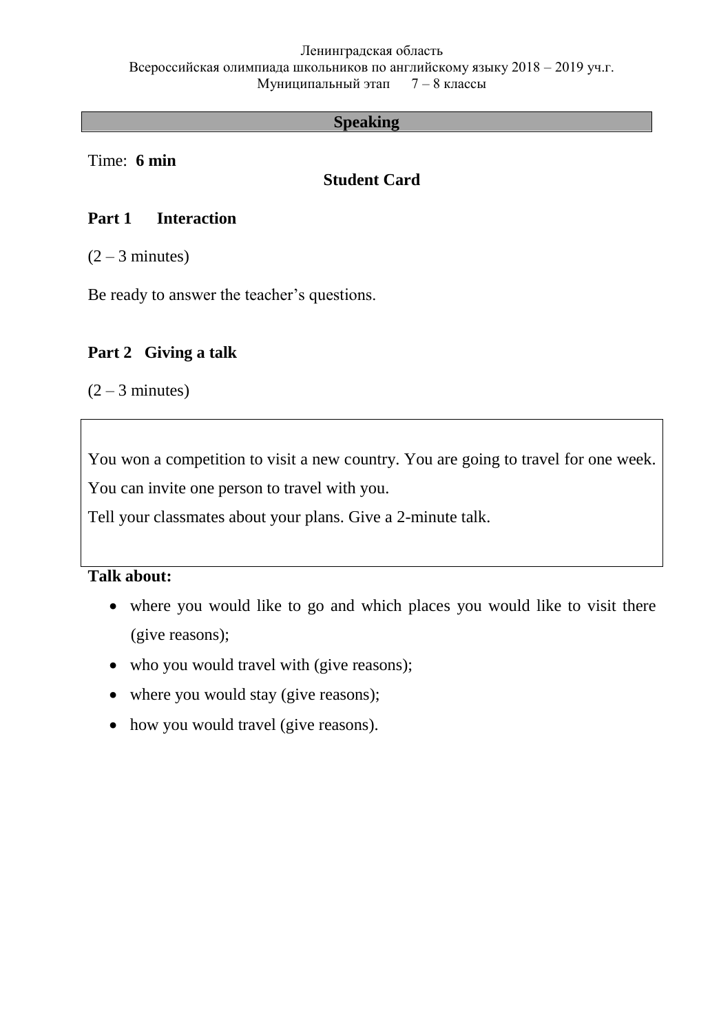Ленинградская область
Всероссийская олимпиада школьников по английскому языку 2018 – 2019 уч.г.
Муниципальный этап 7 – 8 классы

## Speaking

Time: **6 min**

**Student Card**

### Part 1 Interaction

(2 – 3 minutes)

Be ready to answer the teacher's questions.

### Part 2 Giving a talk

(2 – 3 minutes)

You won a competition to visit a new country. You are going to travel for one week.
You can invite one person to travel with you.
Tell your classmates about your plans. Give a 2-minute talk.

**Talk about:**

- where you would like to go and which places you would like to visit there (give reasons);
- who you would travel with (give reasons);
- where you would stay (give reasons);
- how you would travel (give reasons).